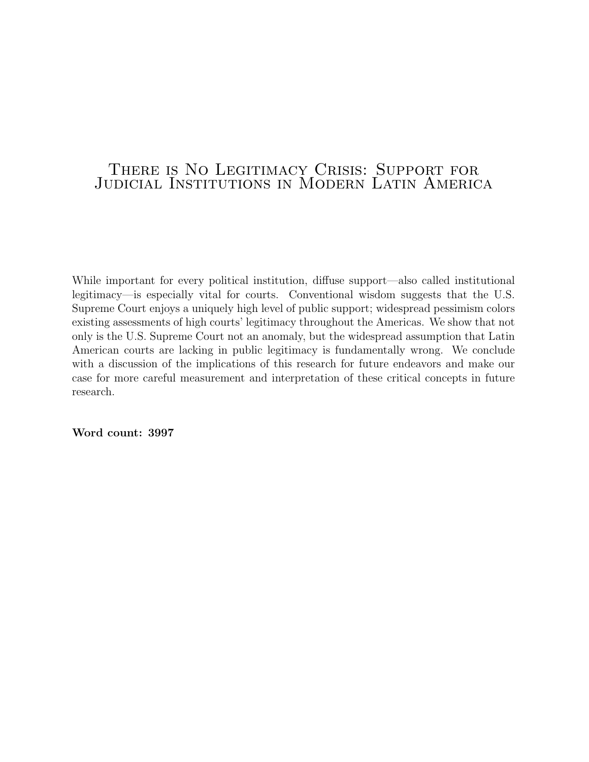# There is No Legitimacy Crisis: Support for Judicial Institutions in Modern Latin America

While important for every political institution, diffuse support—also called institutional legitimacy—is especially vital for courts. Conventional wisdom suggests that the U.S. Supreme Court enjoys a uniquely high level of public support; widespread pessimism colors existing assessments of high courts' legitimacy throughout the Americas. We show that not only is the U.S. Supreme Court not an anomaly, but the widespread assumption that Latin American courts are lacking in public legitimacy is fundamentally wrong. We conclude with a discussion of the implications of this research for future endeavors and make our case for more careful measurement and interpretation of these critical concepts in future research.

**Word count: 3997**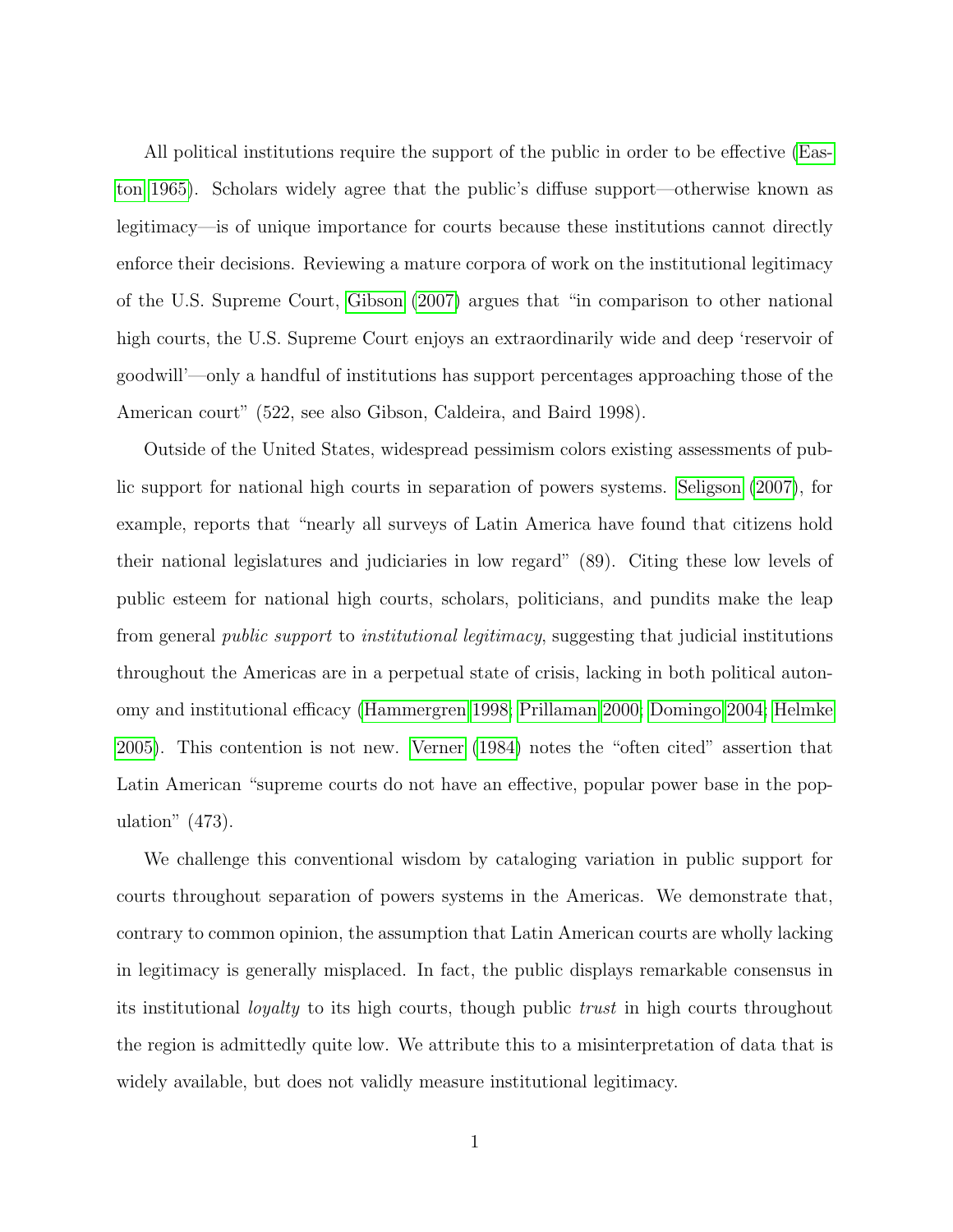All political institutions require the support of the public in order to be effective (Easton 1965). Scholars widely agree that the public's diffuse support—otherwise known as legitimacy—is of unique importance for courts because these institutions cannot directly enforce their decisions. Reviewing a mature corpora of work on the institutional legitimacy of the U.S. Supreme Court, Gibson (2007) argues that "in comparison to other national high courts, the U.S. Supreme Court enjoys an extraordinarily wide and deep 'reservoir of goodwill'—only a handful of institutions has support percentages approaching those of the American court" (522, see also Gibson, Caldeira, and Baird 1998).

Outside of the United States, widespread pessimism colors existing assessments of public support for national high courts in separation of powers systems. Seligson (2007), for example, reports that "nearly all surveys of Latin America have found that citizens hold their national legislatures and judiciaries in low regard" (89). Citing these low levels of public esteem for national high courts, scholars, politicians, and pundits make the leap from general *public support* to *institutional legitimacy*, suggesting that judicial institutions throughout the Americas are in a perpetual state of crisis, lacking in both political autonomy and institutional efficacy (Hammergren 1998; Prillaman 2000; Domingo 2004; Helmke 2005). This contention is not new. Verner (1984) notes the "often cited" assertion that Latin American "supreme courts do not have an effective, popular power base in the population" (473).

We challenge this conventional wisdom by cataloging variation in public support for courts throughout separation of powers systems in the Americas. We demonstrate that, contrary to common opinion, the assumption that Latin American courts are wholly lacking in legitimacy is generally misplaced. In fact, the public displays remarkable consensus in its institutional *loyalty* to its high courts, though public *trust* in high courts throughout the region is admittedly quite low. We attribute this to a misinterpretation of data that is widely available, but does not validly measure institutional legitimacy.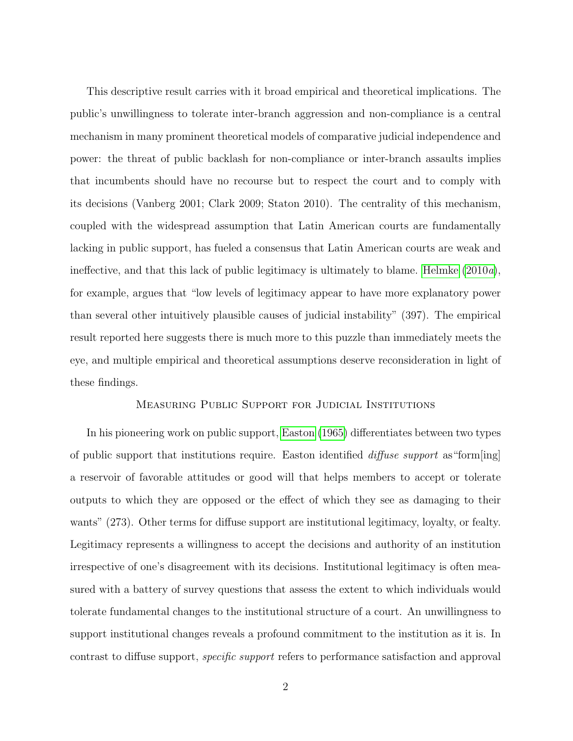This descriptive result carries with it broad empirical and theoretical implications. The public's unwillingness to tolerate inter-branch aggression and non-compliance is a central mechanism in many prominent theoretical models of comparative judicial independence and power: the threat of public backlash for non-compliance or inter-branch assaults implies that incumbents should have no recourse but to respect the court and to comply with its decisions (Vanberg 2001; Clark 2009; Staton 2010). The centrality of this mechanism, coupled with the widespread assumption that Latin American courts are fundamentally lacking in public support, has fueled a consensus that Latin American courts are weak and ineffective, and that this lack of public legitimacy is ultimately to blame. Helmke (2010*a*), for example, argues that "low levels of legitimacy appear to have more explanatory power than several other intuitively plausible causes of judicial instability" (397). The empirical result reported here suggests there is much more to this puzzle than immediately meets the eye, and multiple empirical and theoretical assumptions deserve reconsideration in light of these findings.

## Measuring Public Support for Judicial Institutions

In his pioneering work on public support, Easton (1965) differentiates between two types of public support that institutions require. Easton identified *diffuse support* as"form[ing] a reservoir of favorable attitudes or good will that helps members to accept or tolerate outputs to which they are opposed or the effect of which they see as damaging to their wants" (273). Other terms for diffuse support are institutional legitimacy, loyalty, or fealty. Legitimacy represents a willingness to accept the decisions and authority of an institution irrespective of one's disagreement with its decisions. Institutional legitimacy is often measured with a battery of survey questions that assess the extent to which individuals would tolerate fundamental changes to the institutional structure of a court. An unwillingness to support institutional changes reveals a profound commitment to the institution as it is. In contrast to diffuse support, *specific support* refers to performance satisfaction and approval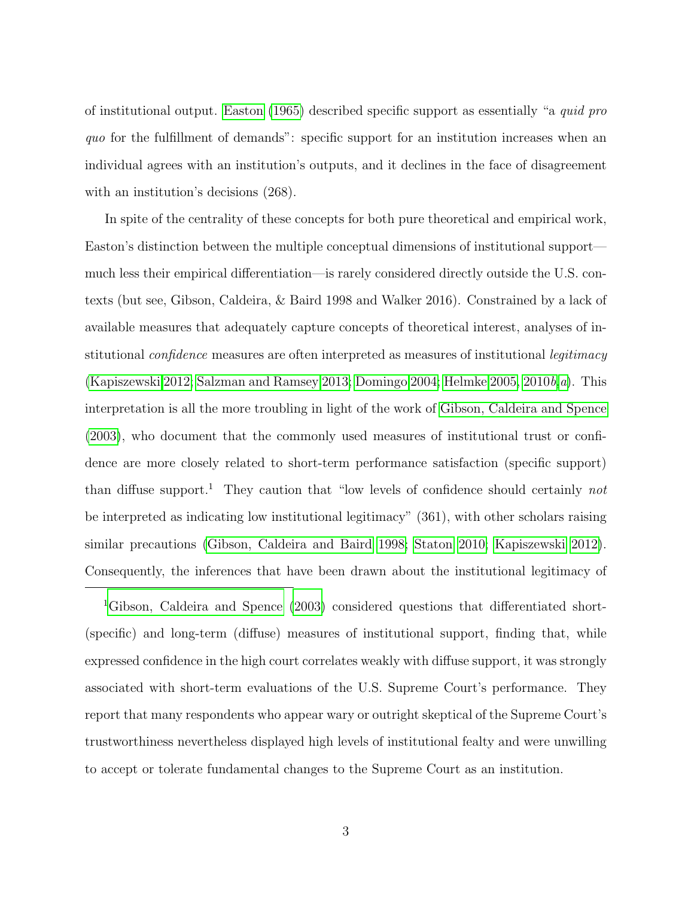of institutional output. Easton (1965) described specific support as essentially "a *quid pro quo* for the fulfillment of demands": specific support for an institution increases when an individual agrees with an institution's outputs, and it declines in the face of disagreement with an institution's decisions (268).

In spite of the centrality of these concepts for both pure theoretical and empirical work, Easton's distinction between the multiple conceptual dimensions of institutional support—much less their empirical differentiation—is rarely considered directly outside the U.S. contexts (but see, Gibson, Caldeira, & Baird 1998 and Walker 2016). Constrained by a lack of available measures that adequately capture concepts of theoretical interest, analyses of institutional *confidence* measures are often interpreted as measures of institutional *legitimacy* (Kapiszewski 2012; Salzman and Ramsey 2013; Domingo 2004; Helmke 2005, 2010*b*,*a*). This interpretation is all the more troubling in light of the work of Gibson, Caldeira and Spence (2003), who document that the commonly used measures of institutional trust or confidence are more closely related to short-term performance satisfaction (specific support) than diffuse support.[1] They caution that "low levels of confidence should certainly *not* be interpreted as indicating low institutional legitimacy" (361), with other scholars raising similar precautions (Gibson, Caldeira and Baird 1998; Staton 2010; Kapiszewski 2012). Consequently, the inferences that have been drawn about the institutional legitimacy of

[1] Gibson, Caldeira and Spence (2003) considered questions that differentiated short- (specific) and long-term (diffuse) measures of institutional support, finding that, while expressed confidence in the high court correlates weakly with diffuse support, it was strongly associated with short-term evaluations of the U.S. Supreme Court's performance. They report that many respondents who appear wary or outright skeptical of the Supreme Court's trustworthiness nevertheless displayed high levels of institutional fealty and were unwilling to accept or tolerate fundamental changes to the Supreme Court as an institution.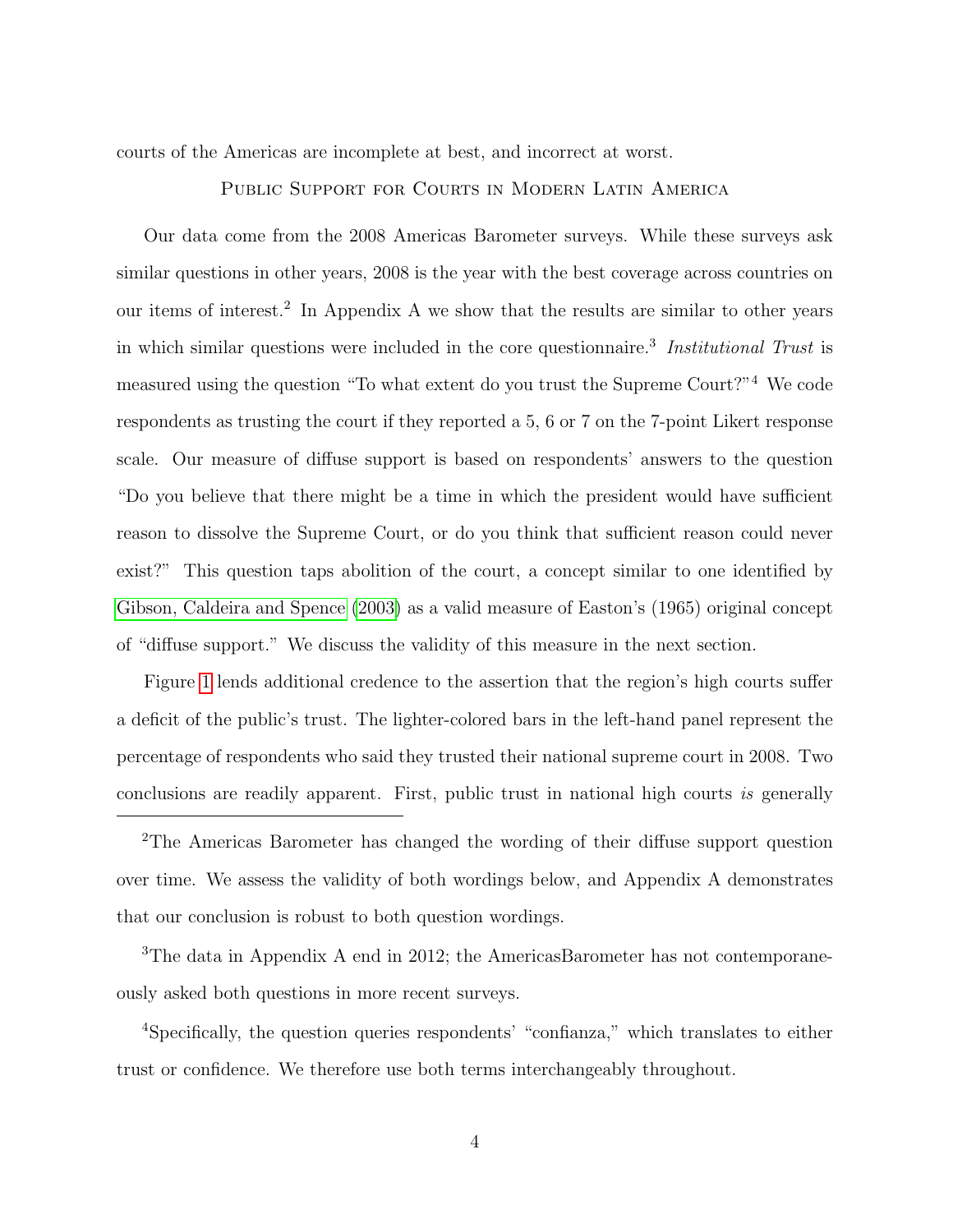courts of the Americas are incomplete at best, and incorrect at worst.

## Public Support for Courts in Modern Latin America

Our data come from the 2008 Americas Barometer surveys. While these surveys ask similar questions in other years, 2008 is the year with the best coverage across countries on our items of interest.[2] In Appendix A we show that the results are similar to other years in which similar questions were included in the core questionnaire.[3] *Institutional Trust* is measured using the question "To what extent do you trust the Supreme Court?"[4] We code respondents as trusting the court if they reported a 5, 6 or 7 on the 7-point Likert response scale. Our measure of diffuse support is based on respondents' answers to the question "Do you believe that there might be a time in which the president would have sufficient reason to dissolve the Supreme Court, or do you think that sufficient reason could never exist?" This question taps abolition of the court, a concept similar to one identified by Gibson, Caldeira and Spence (2003) as a valid measure of Easton's (1965) original concept of "diffuse support." We discuss the validity of this measure in the next section.

Figure 1 lends additional credence to the assertion that the region's high courts suffer a deficit of the public's trust. The lighter-colored bars in the left-hand panel represent the percentage of respondents who said they trusted their national supreme court in 2008. Two conclusions are readily apparent. First, public trust in national high courts *is* generally

---

[2]The Americas Barometer has changed the wording of their diffuse support question over time. We assess the validity of both wordings below, and Appendix A demonstrates that our conclusion is robust to both question wordings.

[3]The data in Appendix A end in 2012; the AmericasBarometer has not contemporaneously asked both questions in more recent surveys.

[4]Specifically, the question queries respondents' "confianza," which translates to either trust or confidence. We therefore use both terms interchangeably throughout.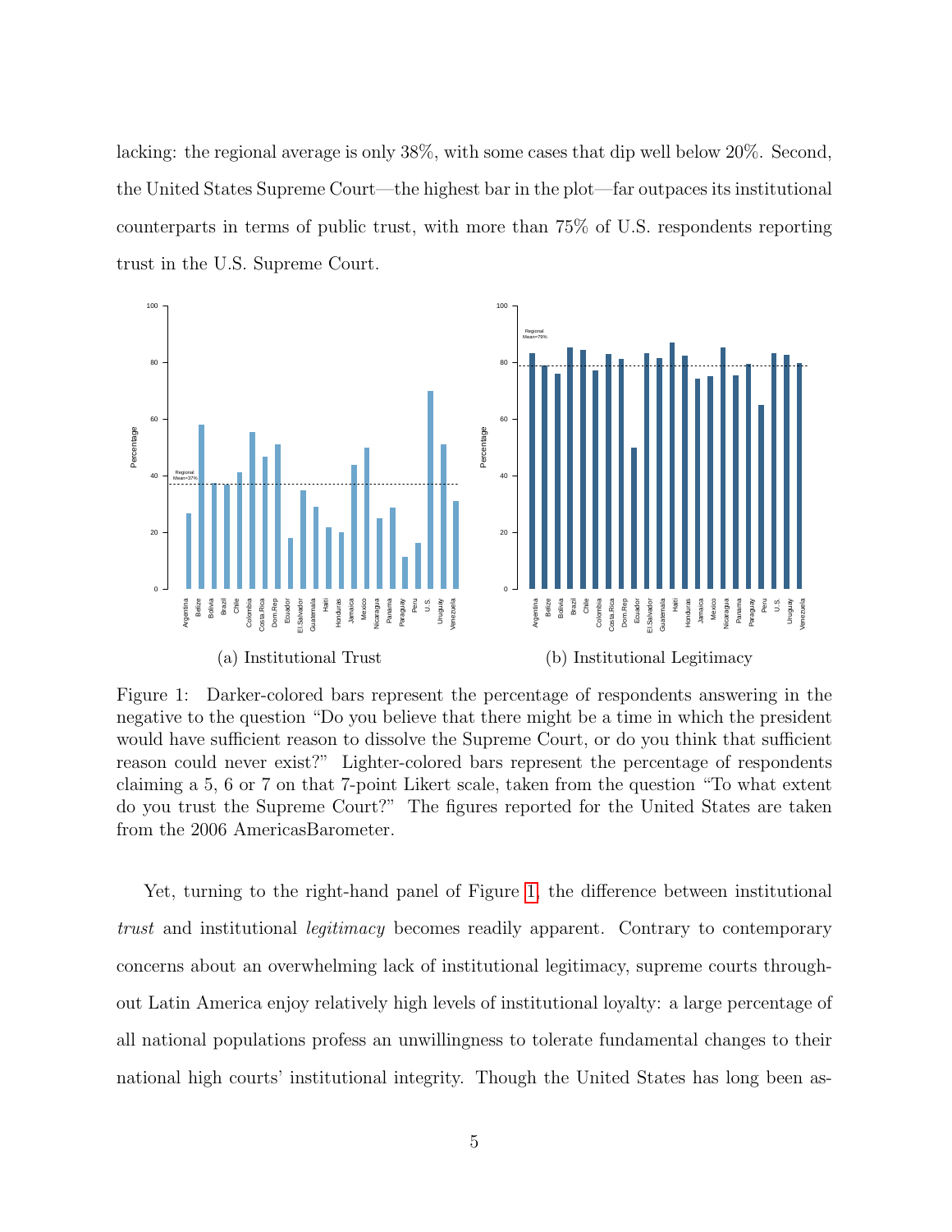lacking: the regional average is only 38%, with some cases that dip well below 20%. Second, the United States Supreme Court—the highest bar in the plot—far outpaces its institutional counterparts in terms of public trust, with more than 75% of U.S. respondents reporting trust in the U.S. Supreme Court.

100
80
60
40
20
0
Percentage
Regional Mean=37%
Argentina
Belize
Bolivia
Brazil
Chile
Colombia
Costa.Rica
Dom.Rep
Ecuador
El.Salvador
Guatemala
Haiti
Honduras
Jamaica
Mexico
Nicaragua
Panama
Paraguay
Peru
U.S.
Uruguay
Venezuela

(a) Institutional Trust

100
80
60
40
20
0
Percentage
Regional Mean=79%
Argentina
Belize
Bolivia
Brazil
Chile
Colombia
Costa.Rica
Dom.Rep
Ecuador
El.Salvador
Guatemala
Haiti
Honduras
Jamaica
Mexico
Nicaragua
Panama
Paraguay
Peru
U.S.
Uruguay
Venezuela

(b) Institutional Legitimacy

Figure 1: Darker-colored bars represent the percentage of respondents answering in the negative to the question "Do you believe that there might be a time in which the president would have sufficient reason to dissolve the Supreme Court, or do you think that sufficient reason could never exist?" Lighter-colored bars represent the percentage of respondents claiming a 5, 6 or 7 on that 7-point Likert scale, taken from the question "To what extent do you trust the Supreme Court?" The figures reported for the United States are taken from the 2006 AmericasBarometer.

Yet, turning to the right-hand panel of Figure 1, the difference between institutional *trust* and institutional *legitimacy* becomes readily apparent. Contrary to contemporary concerns about an overwhelming lack of institutional legitimacy, supreme courts throughout Latin America enjoy relatively high levels of institutional loyalty: a large percentage of all national populations profess an unwillingness to tolerate fundamental changes to their national high courts' institutional integrity. Though the United States has long been as-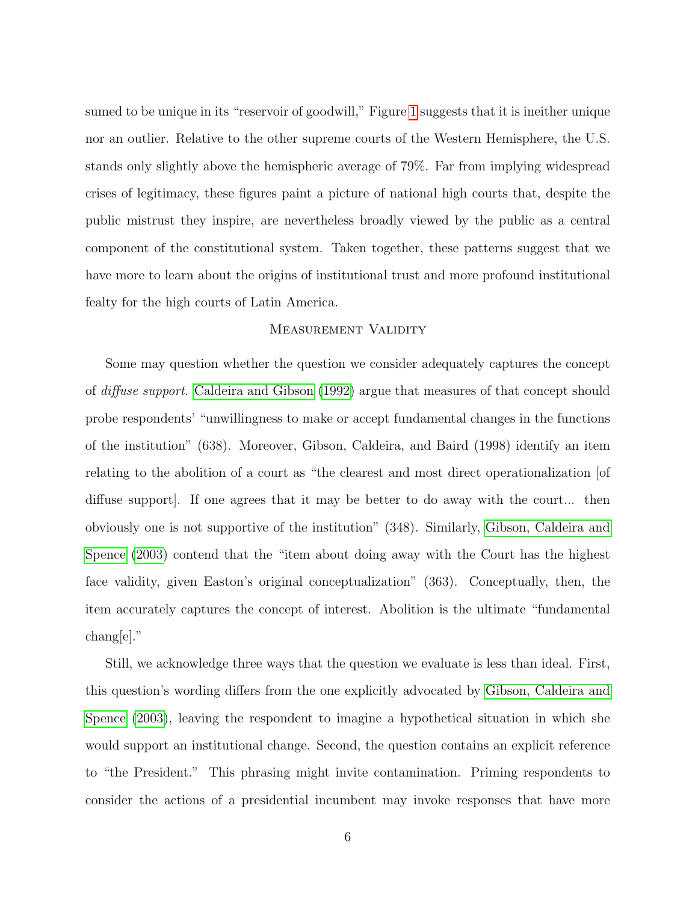sumed to be unique in its "reservoir of goodwill," Figure 1 suggests that it is ineither unique nor an outlier. Relative to the other supreme courts of the Western Hemisphere, the U.S. stands only slightly above the hemispheric average of 79%. Far from implying widespread crises of legitimacy, these figures paint a picture of national high courts that, despite the public mistrust they inspire, are nevertheless broadly viewed by the public as a central component of the constitutional system. Taken together, these patterns suggest that we have more to learn about the origins of institutional trust and more profound institutional fealty for the high courts of Latin America.

## Measurement Validity

Some may question whether the question we consider adequately captures the concept of *diffuse support*. Caldeira and Gibson (1992) argue that measures of that concept should probe respondents' "unwillingness to make or accept fundamental changes in the functions of the institution" (638). Moreover, Gibson, Caldeira, and Baird (1998) identify an item relating to the abolition of a court as "the clearest and most direct operationalization [of diffuse support]. If one agrees that it may be better to do away with the court... then obviously one is not supportive of the institution" (348). Similarly, Gibson, Caldeira and Spence (2003) contend that the "item about doing away with the Court has the highest face validity, given Easton's original conceptualization" (363). Conceptually, then, the item accurately captures the concept of interest. Abolition is the ultimate "fundamental chang[e]."

Still, we acknowledge three ways that the question we evaluate is less than ideal. First, this question's wording differs from the one explicitly advocated by Gibson, Caldeira and Spence (2003), leaving the respondent to imagine a hypothetical situation in which she would support an institutional change. Second, the question contains an explicit reference to "the President." This phrasing might invite contamination. Priming respondents to consider the actions of a presidential incumbent may invoke responses that have more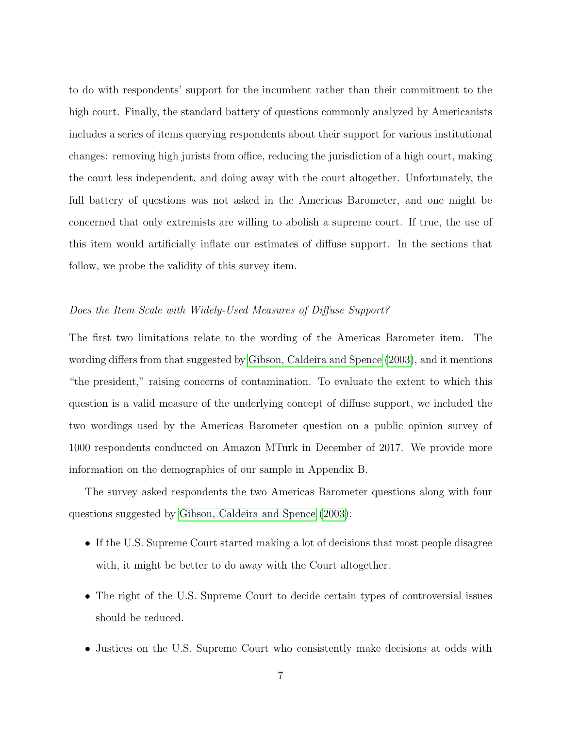to do with respondents' support for the incumbent rather than their commitment to the high court. Finally, the standard battery of questions commonly analyzed by Americanists includes a series of items querying respondents about their support for various institutional changes: removing high jurists from office, reducing the jurisdiction of a high court, making the court less independent, and doing away with the court altogether. Unfortunately, the full battery of questions was not asked in the Americas Barometer, and one might be concerned that only extremists are willing to abolish a supreme court. If true, the use of this item would artificially inflate our estimates of diffuse support. In the sections that follow, we probe the validity of this survey item.

*Does the Item Scale with Widely-Used Measures of Diffuse Support?*

The first two limitations relate to the wording of the Americas Barometer item. The wording differs from that suggested by Gibson, Caldeira and Spence (2003), and it mentions "the president," raising concerns of contamination. To evaluate the extent to which this question is a valid measure of the underlying concept of diffuse support, we included the two wordings used by the Americas Barometer question on a public opinion survey of 1000 respondents conducted on Amazon MTurk in December of 2017. We provide more information on the demographics of our sample in Appendix B.

The survey asked respondents the two Americas Barometer questions along with four questions suggested by Gibson, Caldeira and Spence (2003):

- If the U.S. Supreme Court started making a lot of decisions that most people disagree with, it might be better to do away with the Court altogether.
- The right of the U.S. Supreme Court to decide certain types of controversial issues should be reduced.
- Justices on the U.S. Supreme Court who consistently make decisions at odds with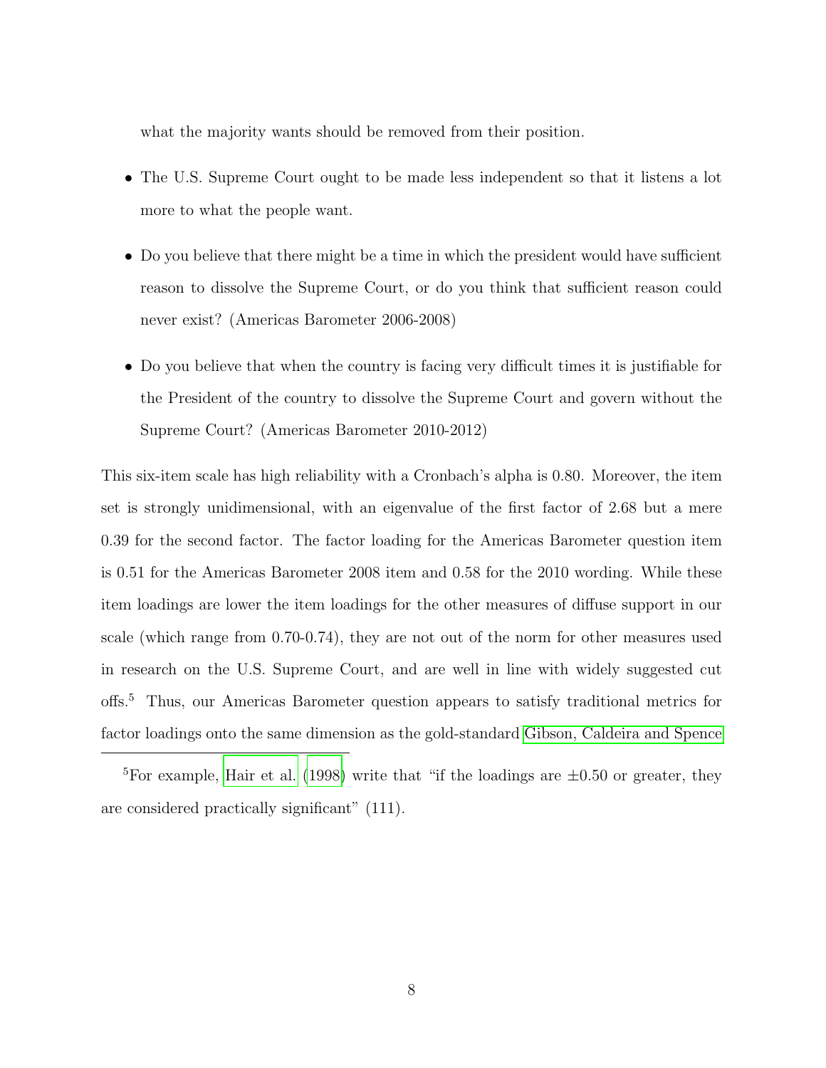what the majority wants should be removed from their position.

- The U.S. Supreme Court ought to be made less independent so that it listens a lot more to what the people want.
- Do you believe that there might be a time in which the president would have sufficient reason to dissolve the Supreme Court, or do you think that sufficient reason could never exist? (Americas Barometer 2006-2008)
- Do you believe that when the country is facing very difficult times it is justifiable for the President of the country to dissolve the Supreme Court and govern without the Supreme Court? (Americas Barometer 2010-2012)

This six-item scale has high reliability with a Cronbach's alpha is 0.80. Moreover, the item set is strongly unidimensional, with an eigenvalue of the first factor of 2.68 but a mere 0.39 for the second factor. The factor loading for the Americas Barometer question item is 0.51 for the Americas Barometer 2008 item and 0.58 for the 2010 wording. While these item loadings are lower the item loadings for the other measures of diffuse support in our scale (which range from 0.70-0.74), they are not out of the norm for other measures used in research on the U.S. Supreme Court, and are well in line with widely suggested cut offs.[5] Thus, our Americas Barometer question appears to satisfy traditional metrics for factor loadings onto the same dimension as the gold-standard Gibson, Caldeira and Spence

[5] For example, Hair et al. (1998) write that "if the loadings are ±0.50 or greater, they are considered practically significant" (111).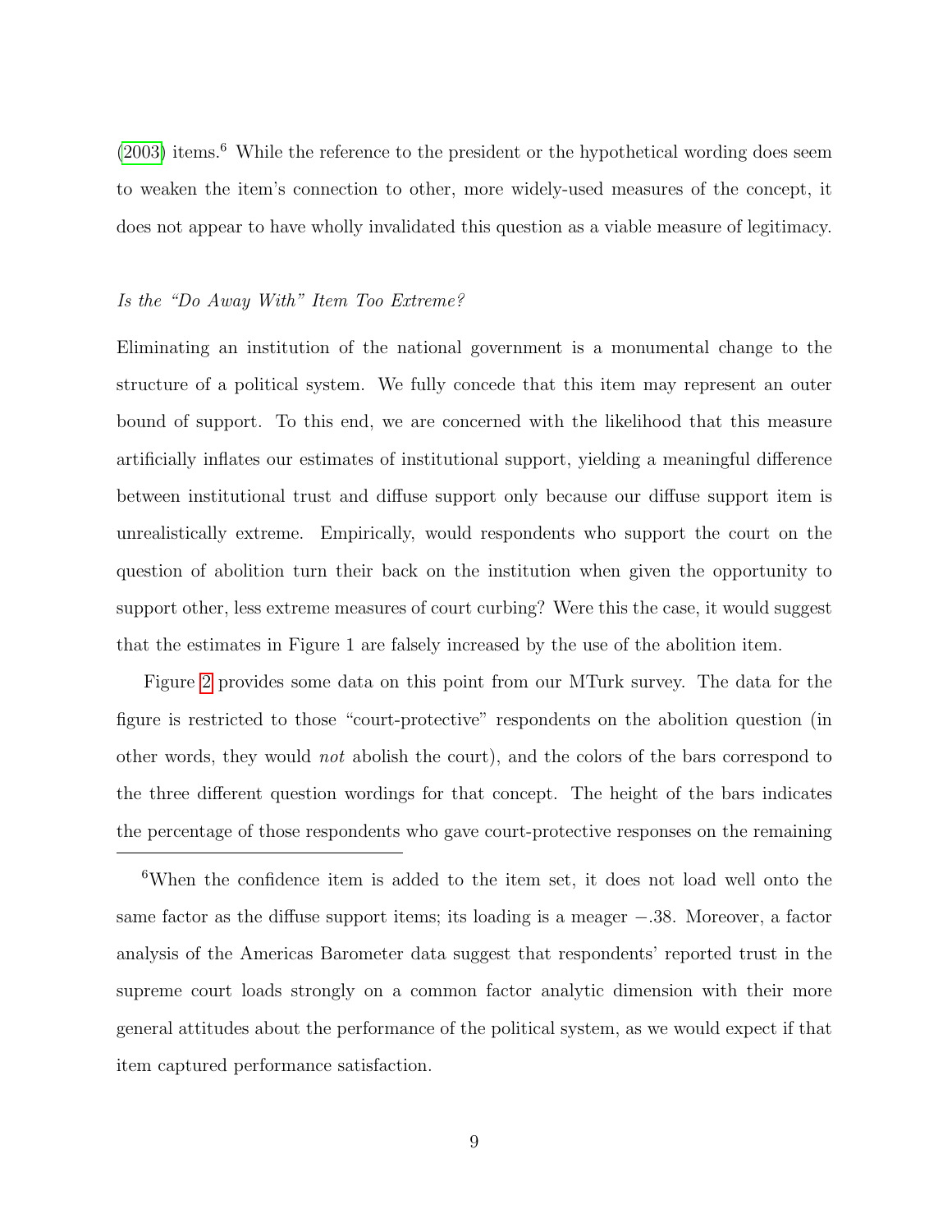(2003) items.[6] While the reference to the president or the hypothetical wording does seem to weaken the item's connection to other, more widely-used measures of the concept, it does not appear to have wholly invalidated this question as a viable measure of legitimacy.

*Is the "Do Away With" Item Too Extreme?*

Eliminating an institution of the national government is a monumental change to the structure of a political system. We fully concede that this item may represent an outer bound of support. To this end, we are concerned with the likelihood that this measure artificially inflates our estimates of institutional support, yielding a meaningful difference between institutional trust and diffuse support only because our diffuse support item is unrealistically extreme. Empirically, would respondents who support the court on the question of abolition turn their back on the institution when given the opportunity to support other, less extreme measures of court curbing? Were this the case, it would suggest that the estimates in Figure 1 are falsely increased by the use of the abolition item.

Figure 2 provides some data on this point from our MTurk survey. The data for the figure is restricted to those "court-protective" respondents on the abolition question (in other words, they would *not* abolish the court), and the colors of the bars correspond to the three different question wordings for that concept. The height of the bars indicates the percentage of those respondents who gave court-protective responses on the remaining

[6] When the confidence item is added to the item set, it does not load well onto the same factor as the diffuse support items; its loading is a meager −.38. Moreover, a factor analysis of the Americas Barometer data suggest that respondents' reported trust in the supreme court loads strongly on a common factor analytic dimension with their more general attitudes about the performance of the political system, as we would expect if that item captured performance satisfaction.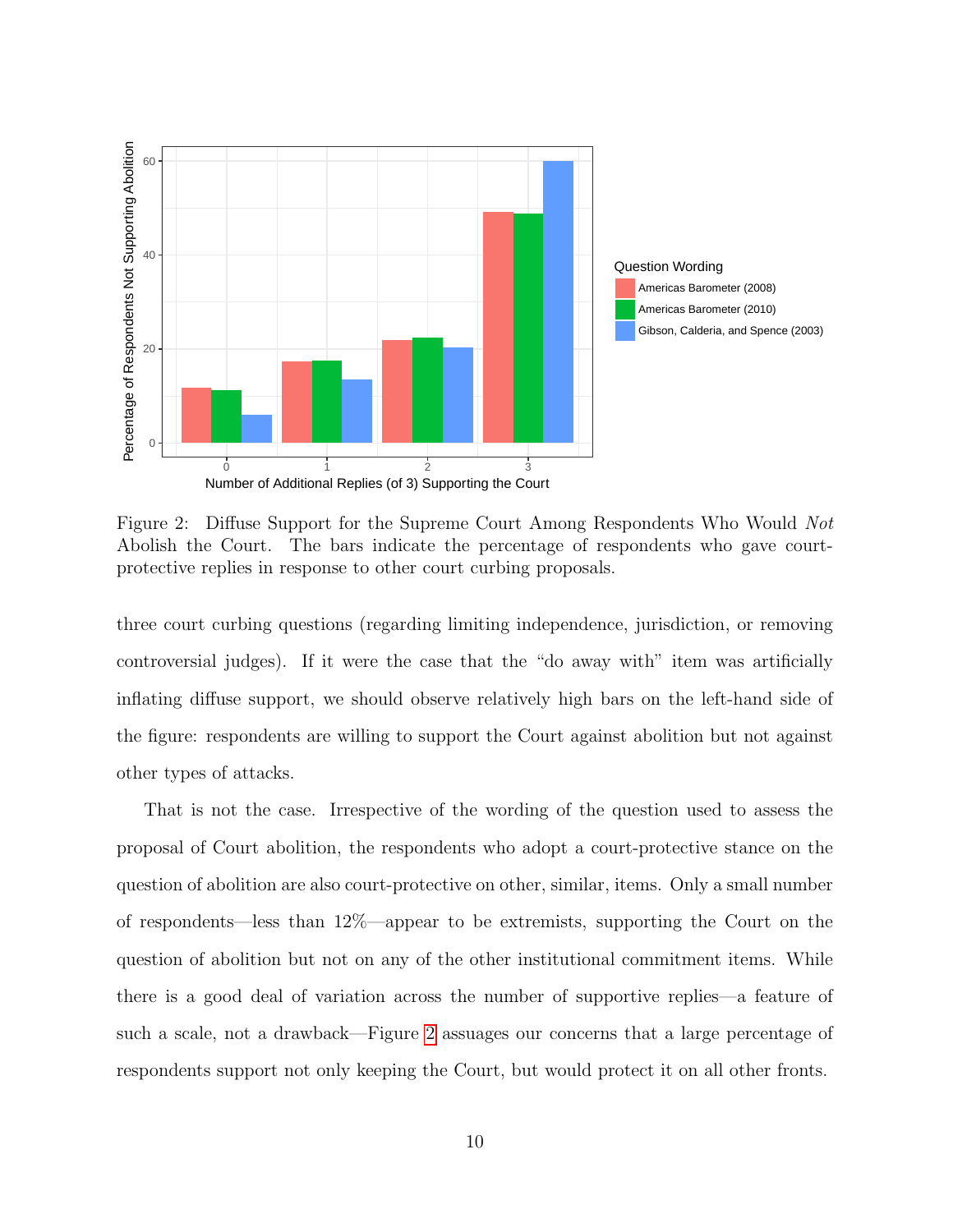Percentage of Respondents Not Supporting Abolition

60

40

20

0

0 1 2 3

Number of Additional Replies (of 3) Supporting the Court

Question Wording

Americas Barometer (2008)

Americas Barometer (2010)

Gibson, Calderia, and Spence (2003)

Figure 2: Diffuse Support for the Supreme Court Among Respondents Who Would *Not* Abolish the Court. The bars indicate the percentage of respondents who gave court-protective replies in response to other court curbing proposals.

three court curbing questions (regarding limiting independence, jurisdiction, or removing controversial judges). If it were the case that the "do away with" item was artificially inflating diffuse support, we should observe relatively high bars on the left-hand side of the figure: respondents are willing to support the Court against abolition but not against other types of attacks.

That is not the case. Irrespective of the wording of the question used to assess the proposal of Court abolition, the respondents who adopt a court-protective stance on the question of abolition are also court-protective on other, similar, items. Only a small number of respondents—less than 12%—appear to be extremists, supporting the Court on the question of abolition but not on any of the other institutional commitment items. While there is a good deal of variation across the number of supportive replies—a feature of such a scale, not a drawback—Figure 2 assuages our concerns that a large percentage of respondents support not only keeping the Court, but would protect it on all other fronts.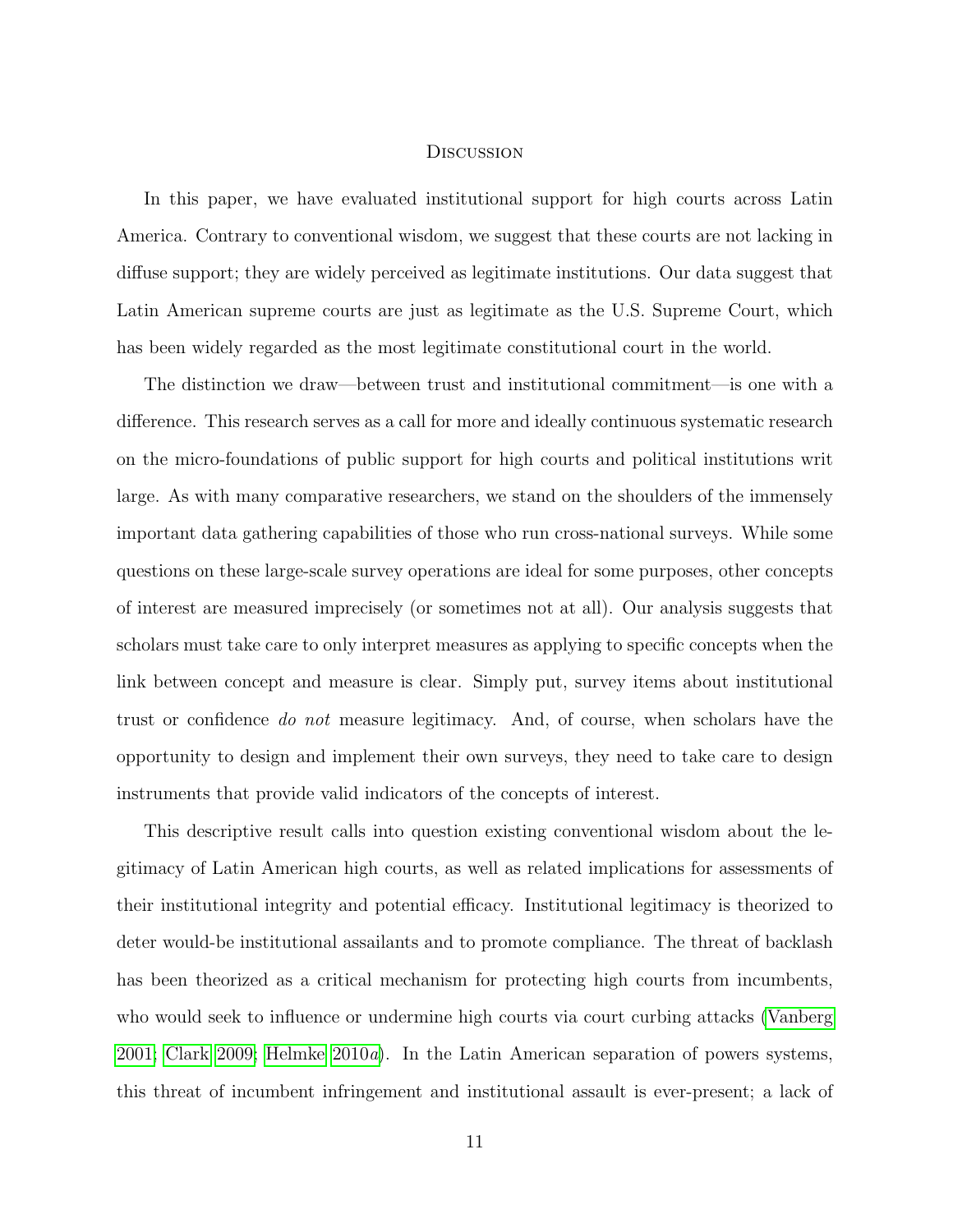## Discussion

In this paper, we have evaluated institutional support for high courts across Latin America. Contrary to conventional wisdom, we suggest that these courts are not lacking in diffuse support; they are widely perceived as legitimate institutions. Our data suggest that Latin American supreme courts are just as legitimate as the U.S. Supreme Court, which has been widely regarded as the most legitimate constitutional court in the world.

The distinction we draw—between trust and institutional commitment—is one with a difference. This research serves as a call for more and ideally continuous systematic research on the micro-foundations of public support for high courts and political institutions writ large. As with many comparative researchers, we stand on the shoulders of the immensely important data gathering capabilities of those who run cross-national surveys. While some questions on these large-scale survey operations are ideal for some purposes, other concepts of interest are measured imprecisely (or sometimes not at all). Our analysis suggests that scholars must take care to only interpret measures as applying to specific concepts when the link between concept and measure is clear. Simply put, survey items about institutional trust or confidence *do not* measure legitimacy. And, of course, when scholars have the opportunity to design and implement their own surveys, they need to take care to design instruments that provide valid indicators of the concepts of interest.

This descriptive result calls into question existing conventional wisdom about the legitimacy of Latin American high courts, as well as related implications for assessments of their institutional integrity and potential efficacy. Institutional legitimacy is theorized to deter would-be institutional assailants and to promote compliance. The threat of backlash has been theorized as a critical mechanism for protecting high courts from incumbents, who would seek to influence or undermine high courts via court curbing attacks (Vanberg 2001; Clark 2009; Helmke 2010*a*). In the Latin American separation of powers systems, this threat of incumbent infringement and institutional assault is ever-present; a lack of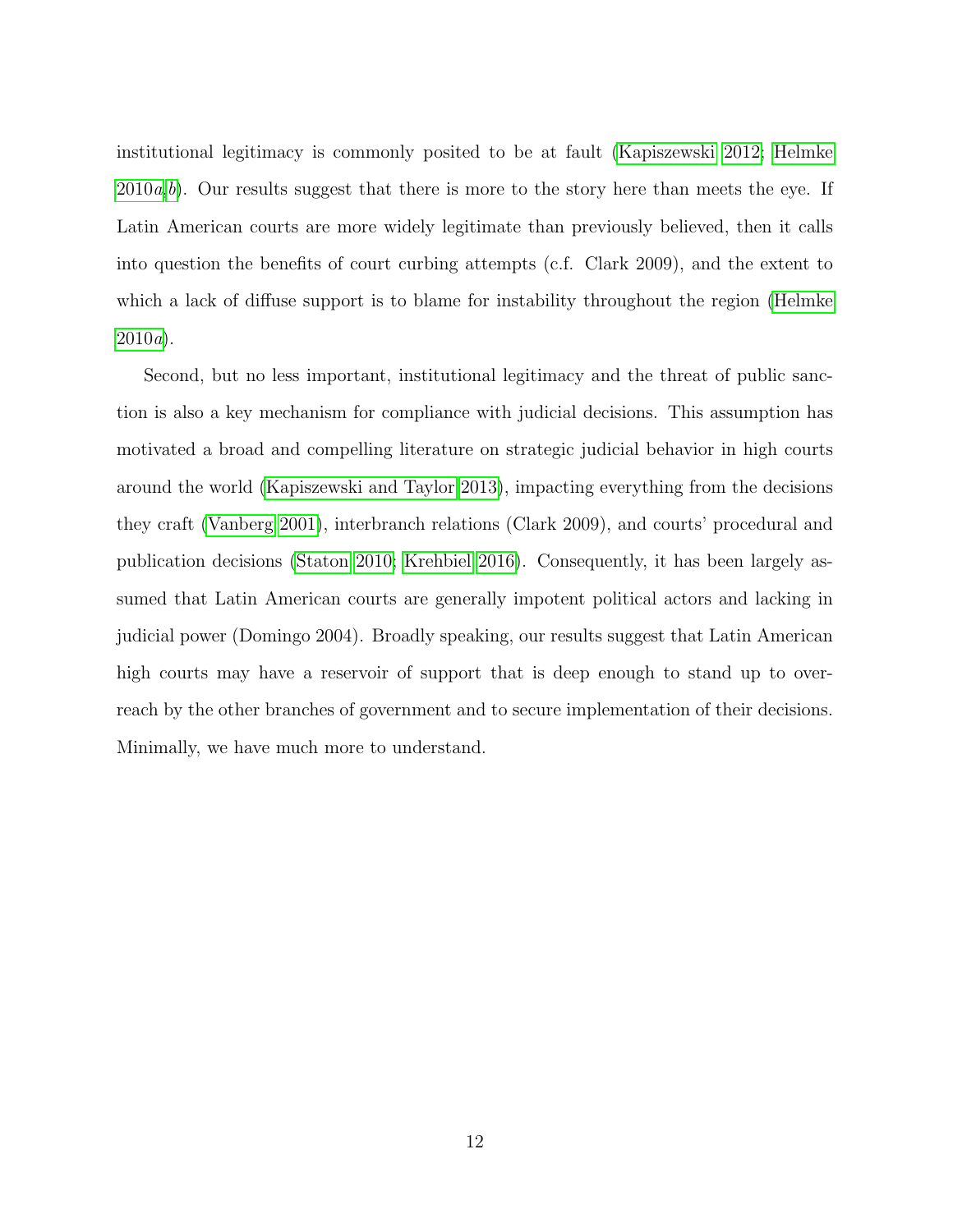institutional legitimacy is commonly posited to be at fault (Kapiszewski 2012; Helmke 2010a,b). Our results suggest that there is more to the story here than meets the eye. If Latin American courts are more widely legitimate than previously believed, then it calls into question the benefits of court curbing attempts (c.f. Clark 2009), and the extent to which a lack of diffuse support is to blame for instability throughout the region (Helmke 2010a).

Second, but no less important, institutional legitimacy and the threat of public sanction is also a key mechanism for compliance with judicial decisions. This assumption has motivated a broad and compelling literature on strategic judicial behavior in high courts around the world (Kapiszewski and Taylor 2013), impacting everything from the decisions they craft (Vanberg 2001), interbranch relations (Clark 2009), and courts' procedural and publication decisions (Staton 2010; Krehbiel 2016). Consequently, it has been largely assumed that Latin American courts are generally impotent political actors and lacking in judicial power (Domingo 2004). Broadly speaking, our results suggest that Latin American high courts may have a reservoir of support that is deep enough to stand up to overreach by the other branches of government and to secure implementation of their decisions. Minimally, we have much more to understand.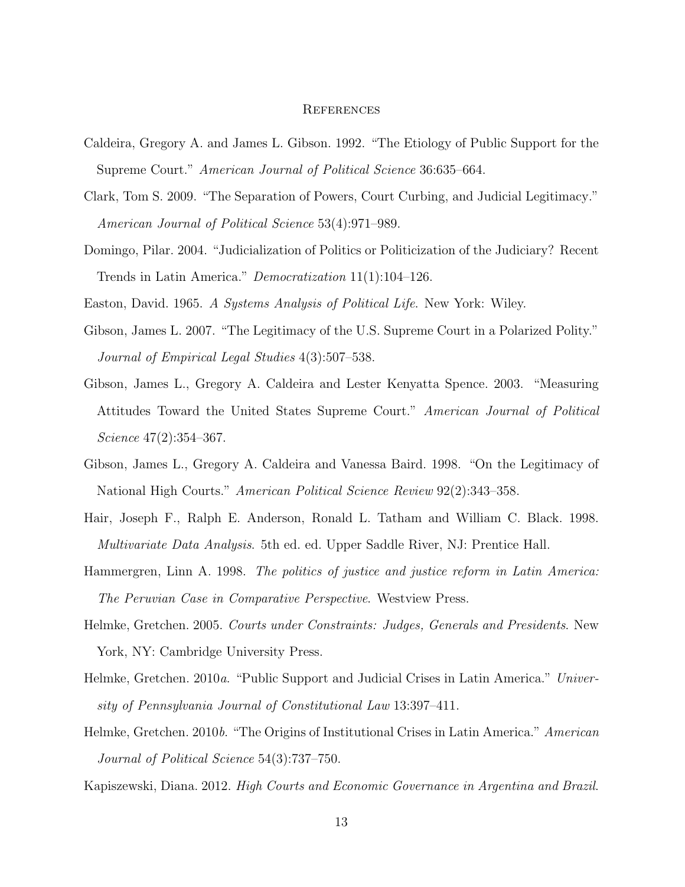# References

Caldeira, Gregory A. and James L. Gibson. 1992. "The Etiology of Public Support for the Supreme Court." *American Journal of Political Science* 36:635–664.

Clark, Tom S. 2009. "The Separation of Powers, Court Curbing, and Judicial Legitimacy." *American Journal of Political Science* 53(4):971–989.

Domingo, Pilar. 2004. "Judicialization of Politics or Politicization of the Judiciary? Recent Trends in Latin America." *Democratization* 11(1):104–126.

Easton, David. 1965. *A Systems Analysis of Political Life*. New York: Wiley.

Gibson, James L. 2007. "The Legitimacy of the U.S. Supreme Court in a Polarized Polity." *Journal of Empirical Legal Studies* 4(3):507–538.

Gibson, James L., Gregory A. Caldeira and Lester Kenyatta Spence. 2003. "Measuring Attitudes Toward the United States Supreme Court." *American Journal of Political Science* 47(2):354–367.

Gibson, James L., Gregory A. Caldeira and Vanessa Baird. 1998. "On the Legitimacy of National High Courts." *American Political Science Review* 92(2):343–358.

Hair, Joseph F., Ralph E. Anderson, Ronald L. Tatham and William C. Black. 1998. *Multivariate Data Analysis*. 5th ed. ed. Upper Saddle River, NJ: Prentice Hall.

Hammergren, Linn A. 1998. *The politics of justice and justice reform in Latin America: The Peruvian Case in Comparative Perspective*. Westview Press.

Helmke, Gretchen. 2005. *Courts under Constraints: Judges, Generals and Presidents*. New York, NY: Cambridge University Press.

Helmke, Gretchen. 2010*a*. "Public Support and Judicial Crises in Latin America." *University of Pennsylvania Journal of Constitutional Law* 13:397–411.

Helmke, Gretchen. 2010*b*. "The Origins of Institutional Crises in Latin America." *American Journal of Political Science* 54(3):737–750.

Kapiszewski, Diana. 2012. *High Courts and Economic Governance in Argentina and Brazil*.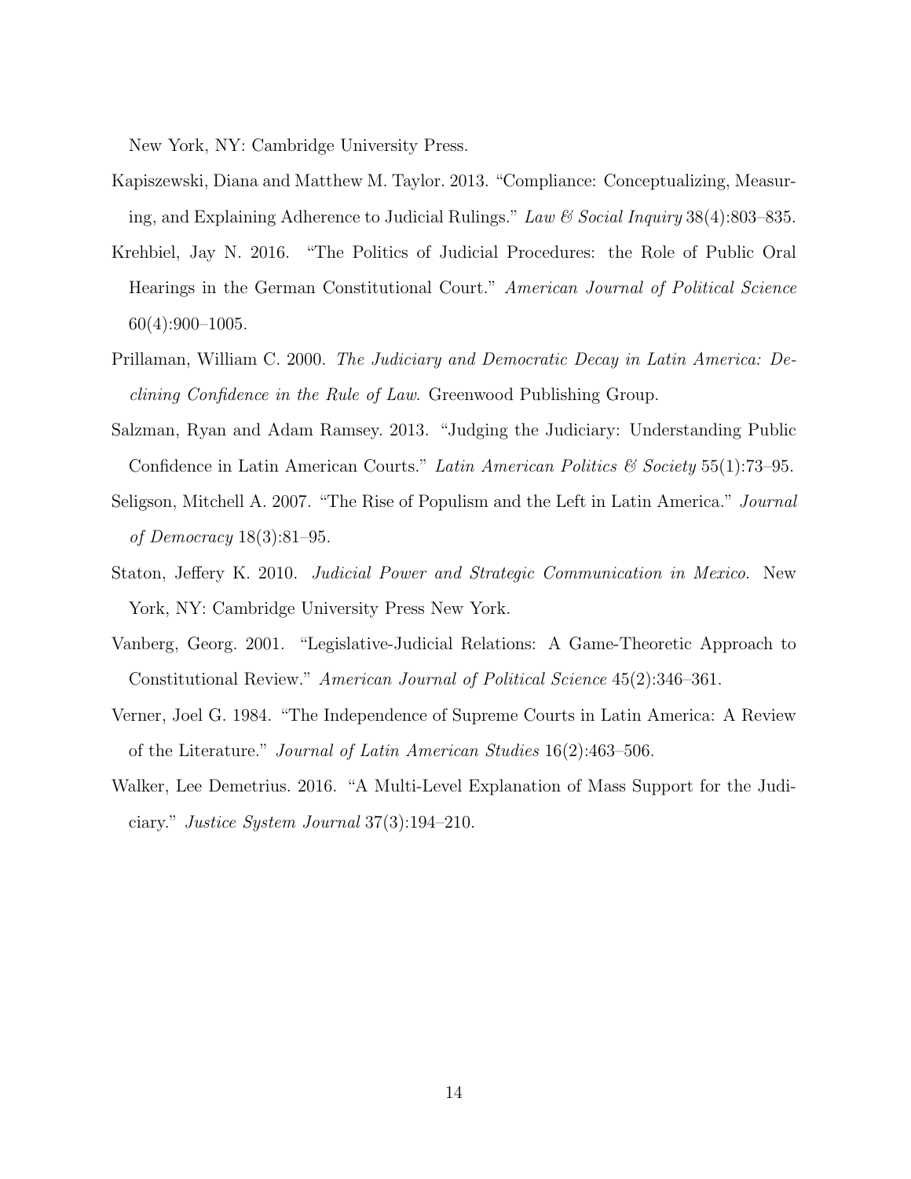New York, NY: Cambridge University Press.

Kapiszewski, Diana and Matthew M. Taylor. 2013. "Compliance: Conceptualizing, Measuring, and Explaining Adherence to Judicial Rulings." *Law & Social Inquiry* 38(4):803–835.

Krehbiel, Jay N. 2016. "The Politics of Judicial Procedures: the Role of Public Oral Hearings in the German Constitutional Court." *American Journal of Political Science* 60(4):900–1005.

Prillaman, William C. 2000. *The Judiciary and Democratic Decay in Latin America: Declining Confidence in the Rule of Law*. Greenwood Publishing Group.

Salzman, Ryan and Adam Ramsey. 2013. "Judging the Judiciary: Understanding Public Confidence in Latin American Courts." *Latin American Politics & Society* 55(1):73–95.

Seligson, Mitchell A. 2007. "The Rise of Populism and the Left in Latin America." *Journal of Democracy* 18(3):81–95.

Staton, Jeffery K. 2010. *Judicial Power and Strategic Communication in Mexico*. New York, NY: Cambridge University Press New York.

Vanberg, Georg. 2001. "Legislative-Judicial Relations: A Game-Theoretic Approach to Constitutional Review." *American Journal of Political Science* 45(2):346–361.

Verner, Joel G. 1984. "The Independence of Supreme Courts in Latin America: A Review of the Literature." *Journal of Latin American Studies* 16(2):463–506.

Walker, Lee Demetrius. 2016. "A Multi-Level Explanation of Mass Support for the Judiciary." *Justice System Journal* 37(3):194–210.